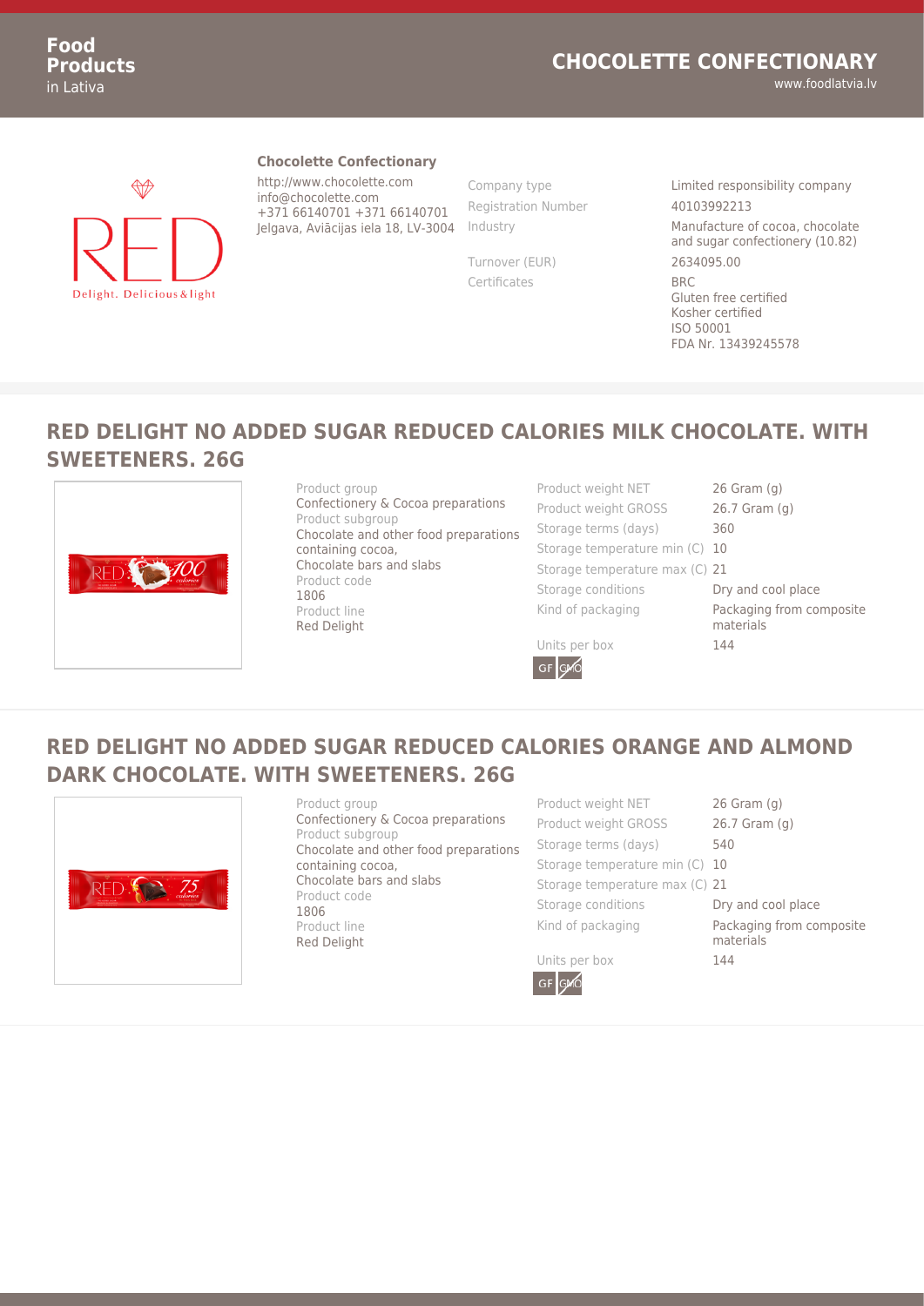## Chocolette Confectionary

http://www.chocolette.com
info@chocolette.com
+371 66140701 +371 66140701
Jelgava, Aviācijas iela 18, LV-3004

| | |
|---|---|
| Company type | Limited responsibility company |
| Registration Number | 40103992213 |
| Industry | Manufacture of cocoa, chocolate and sugar confectionery (10.82) |
| Turnover (EUR) | 2634095.00 |
| Certificates | BRC<br>Gluten free certified<br>Kosher certified<br>ISO 50001<br>FDA Nr. 13439245578 |

## RED DELIGHT NO ADDED SUGAR REDUCED CALORIES MILK CHOCOLATE. WITH SWEETENERS. 26G

Product group
Confectionery & Cocoa preparations
Product subgroup
Chocolate and other food preparations containing cocoa,
Chocolate bars and slabs
Product code
1806
Product line
Red Delight

| | |
|---|---|
| Product weight NET | 26 Gram (g) |
| Product weight GROSS | 26.7 Gram (g) |
| Storage terms (days) | 360 |
| Storage temperature min (C) | 10 |
| Storage temperature max (C) | 21 |
| Storage conditions | Dry and cool place |
| Kind of packaging | Packaging from composite materials |
| Units per box | 144 |

GF GMO

## RED DELIGHT NO ADDED SUGAR REDUCED CALORIES ORANGE AND ALMOND DARK CHOCOLATE. WITH SWEETENERS. 26G

Product group
Confectionery & Cocoa preparations
Product subgroup
Chocolate and other food preparations containing cocoa,
Chocolate bars and slabs
Product code
1806
Product line
Red Delight

| | |
|---|---|
| Product weight NET | 26 Gram (g) |
| Product weight GROSS | 26.7 Gram (g) |
| Storage terms (days) | 540 |
| Storage temperature min (C) | 10 |
| Storage temperature max (C) | 21 |
| Storage conditions | Dry and cool place |
| Kind of packaging | Packaging from composite materials |
| Units per box | 144 |

GF GMO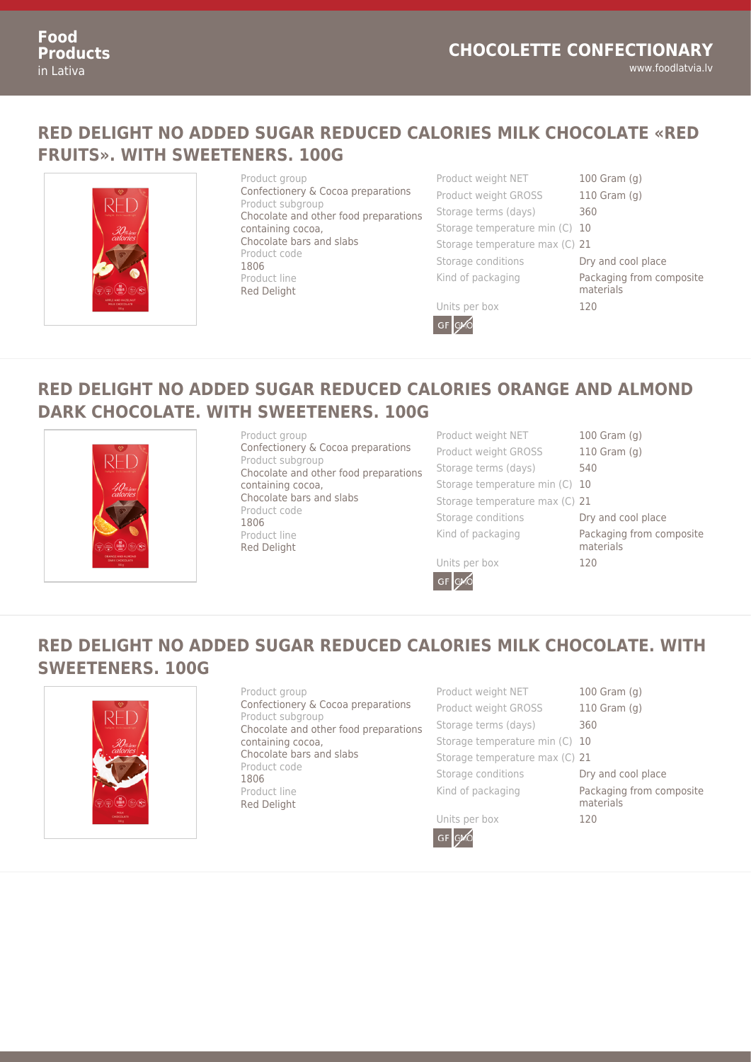## RED DELIGHT NO ADDED SUGAR REDUCED CALORIES MILK CHOCOLATE «RED FRUITS». WITH SWEETENERS. 100G

Product group
Confectionery & Cocoa preparations
Product subgroup
Chocolate and other food preparations containing cocoa,
Chocolate bars and slabs
Product code
1806
Product line
Red Delight

| | |
|---|---|
| Product weight NET | 100 Gram (g) |
| Product weight GROSS | 110 Gram (g) |
| Storage terms (days) | 360 |
| Storage temperature min (C) | 10 |
| Storage temperature max (C) | 21 |
| Storage conditions | Dry and cool place |
| Kind of packaging | Packaging from composite materials |
| Units per box | 120 |

GF GMO

## RED DELIGHT NO ADDED SUGAR REDUCED CALORIES ORANGE AND ALMOND DARK CHOCOLATE. WITH SWEETENERS. 100G

Product group
Confectionery & Cocoa preparations
Product subgroup
Chocolate and other food preparations containing cocoa,
Chocolate bars and slabs
Product code
1806
Product line
Red Delight

| | |
|---|---|
| Product weight NET | 100 Gram (g) |
| Product weight GROSS | 110 Gram (g) |
| Storage terms (days) | 540 |
| Storage temperature min (C) | 10 |
| Storage temperature max (C) | 21 |
| Storage conditions | Dry and cool place |
| Kind of packaging | Packaging from composite materials |
| Units per box | 120 |

GF GMO

## RED DELIGHT NO ADDED SUGAR REDUCED CALORIES MILK CHOCOLATE. WITH SWEETENERS. 100G

Product group
Confectionery & Cocoa preparations
Product subgroup
Chocolate and other food preparations containing cocoa,
Chocolate bars and slabs
Product code
1806
Product line
Red Delight

| | |
|---|---|
| Product weight NET | 100 Gram (g) |
| Product weight GROSS | 110 Gram (g) |
| Storage terms (days) | 360 |
| Storage temperature min (C) | 10 |
| Storage temperature max (C) | 21 |
| Storage conditions | Dry and cool place |
| Kind of packaging | Packaging from composite materials |
| Units per box | 120 |

GF GMO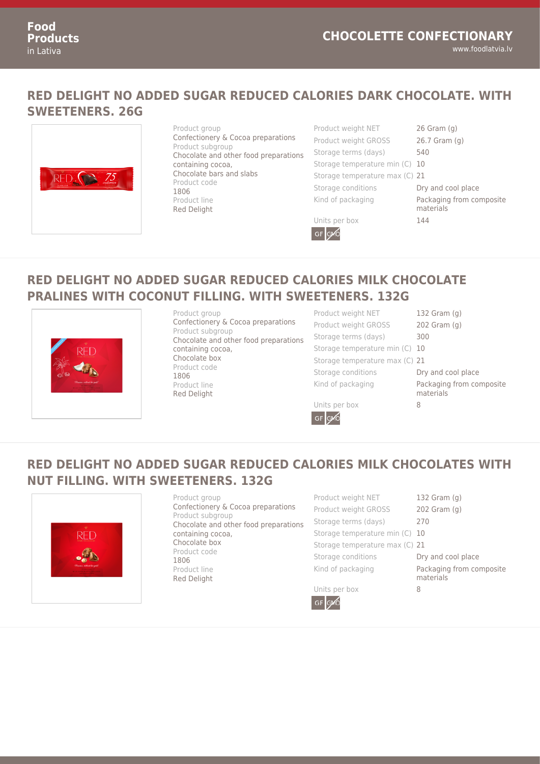## RED DELIGHT NO ADDED SUGAR REDUCED CALORIES DARK CHOCOLATE. WITH SWEETENERS. 26G

Product group
Confectionery & Cocoa preparations
Product subgroup
Chocolate and other food preparations containing cocoa,
Chocolate bars and slabs
Product code
1806
Product line
Red Delight

| | |
|---|---|
| Product weight NET | 26 Gram (g) |
| Product weight GROSS | 26.7 Gram (g) |
| Storage terms (days) | 540 |
| Storage temperature min (C) | 10 |
| Storage temperature max (C) | 21 |
| Storage conditions | Dry and cool place |
| Kind of packaging | Packaging from composite materials |
| Units per box | 144 |

GF GMO

## RED DELIGHT NO ADDED SUGAR REDUCED CALORIES MILK CHOCOLATE PRALINES WITH COCONUT FILLING. WITH SWEETENERS. 132G

Product group
Confectionery & Cocoa preparations
Product subgroup
Chocolate and other food preparations containing cocoa,
Chocolate box
Product code
1806
Product line
Red Delight

| | |
|---|---|
| Product weight NET | 132 Gram (g) |
| Product weight GROSS | 202 Gram (g) |
| Storage terms (days) | 300 |
| Storage temperature min (C) | 10 |
| Storage temperature max (C) | 21 |
| Storage conditions | Dry and cool place |
| Kind of packaging | Packaging from composite materials |
| Units per box | 8 |

GF GMO

## RED DELIGHT NO ADDED SUGAR REDUCED CALORIES MILK CHOCOLATES WITH NUT FILLING. WITH SWEETENERS. 132G

Product group
Confectionery & Cocoa preparations
Product subgroup
Chocolate and other food preparations containing cocoa,
Chocolate box
Product code
1806
Product line
Red Delight

| | |
|---|---|
| Product weight NET | 132 Gram (g) |
| Product weight GROSS | 202 Gram (g) |
| Storage terms (days) | 270 |
| Storage temperature min (C) | 10 |
| Storage temperature max (C) | 21 |
| Storage conditions | Dry and cool place |
| Kind of packaging | Packaging from composite materials |
| Units per box | 8 |

GF GMO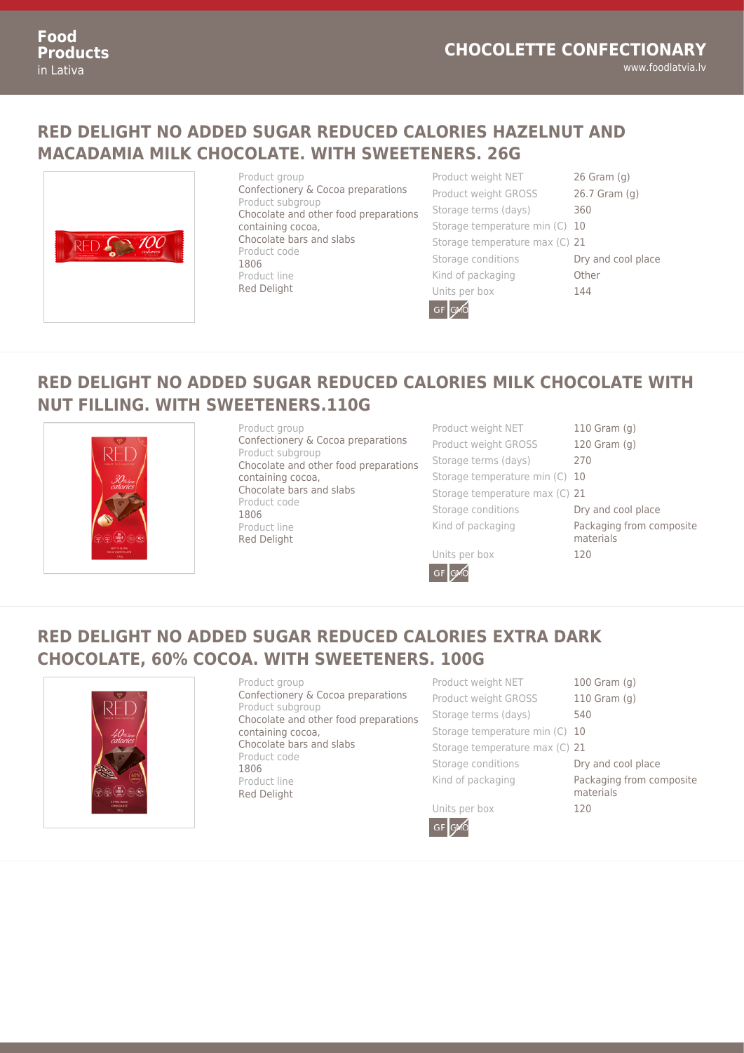## RED DELIGHT NO ADDED SUGAR REDUCED CALORIES HAZELNUT AND MACADAMIA MILK CHOCOLATE. WITH SWEETENERS. 26G

Product group
Confectionery & Cocoa preparations
Product subgroup
Chocolate and other food preparations containing cocoa,
Chocolate bars and slabs
Product code
1806
Product line
Red Delight

| | |
|---|---|
| Product weight NET | 26 Gram (g) |
| Product weight GROSS | 26.7 Gram (g) |
| Storage terms (days) | 360 |
| Storage temperature min (C) | 10 |
| Storage temperature max (C) | 21 |
| Storage conditions | Dry and cool place |
| Kind of packaging | Other |
| Units per box | 144 |

GF GMO

## RED DELIGHT NO ADDED SUGAR REDUCED CALORIES MILK CHOCOLATE WITH NUT FILLING. WITH SWEETENERS.110G

Product group
Confectionery & Cocoa preparations
Product subgroup
Chocolate and other food preparations containing cocoa,
Chocolate bars and slabs
Product code
1806
Product line
Red Delight

| | |
|---|---|
| Product weight NET | 110 Gram (g) |
| Product weight GROSS | 120 Gram (g) |
| Storage terms (days) | 270 |
| Storage temperature min (C) | 10 |
| Storage temperature max (C) | 21 |
| Storage conditions | Dry and cool place |
| Kind of packaging | Packaging from composite materials |
| Units per box | 120 |

GF GMO

## RED DELIGHT NO ADDED SUGAR REDUCED CALORIES EXTRA DARK CHOCOLATE, 60% COCOA. WITH SWEETENERS. 100G

Product group
Confectionery & Cocoa preparations
Product subgroup
Chocolate and other food preparations containing cocoa,
Chocolate bars and slabs
Product code
1806
Product line
Red Delight

| | |
|---|---|
| Product weight NET | 100 Gram (g) |
| Product weight GROSS | 110 Gram (g) |
| Storage terms (days) | 540 |
| Storage temperature min (C) | 10 |
| Storage temperature max (C) | 21 |
| Storage conditions | Dry and cool place |
| Kind of packaging | Packaging from composite materials |
| Units per box | 120 |

GF GMO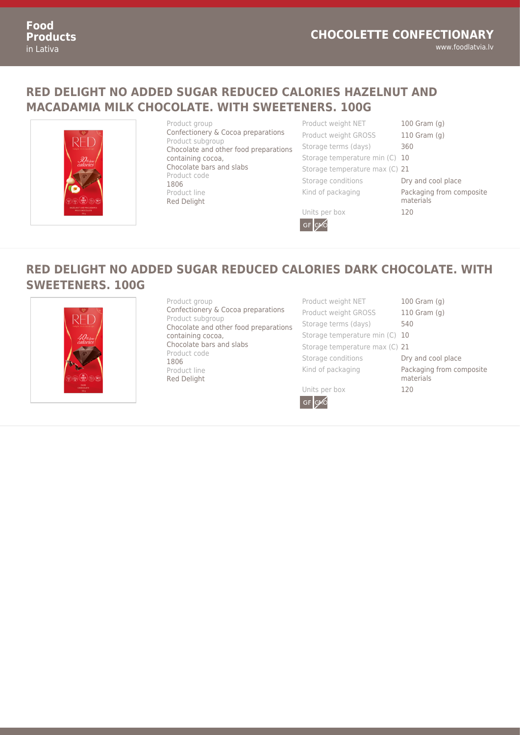## RED DELIGHT NO ADDED SUGAR REDUCED CALORIES HAZELNUT AND MACADAMIA MILK CHOCOLATE. WITH SWEETENERS. 100G

Product group
Confectionery & Cocoa preparations
Product subgroup
Chocolate and other food preparations containing cocoa,
Chocolate bars and slabs
Product code
1806
Product line
Red Delight

| | |
|---|---|
| Product weight NET | 100 Gram (g) |
| Product weight GROSS | 110 Gram (g) |
| Storage terms (days) | 360 |
| Storage temperature min (C) | 10 |
| Storage temperature max (C) | 21 |
| Storage conditions | Dry and cool place |
| Kind of packaging | Packaging from composite materials |
| Units per box | 120 |

GF GMO

## RED DELIGHT NO ADDED SUGAR REDUCED CALORIES DARK CHOCOLATE. WITH SWEETENERS. 100G

Product group
Confectionery & Cocoa preparations
Product subgroup
Chocolate and other food preparations containing cocoa,
Chocolate bars and slabs
Product code
1806
Product line
Red Delight

| | |
|---|---|
| Product weight NET | 100 Gram (g) |
| Product weight GROSS | 110 Gram (g) |
| Storage terms (days) | 540 |
| Storage temperature min (C) | 10 |
| Storage temperature max (C) | 21 |
| Storage conditions | Dry and cool place |
| Kind of packaging | Packaging from composite materials |
| Units per box | 120 |

GF GMO